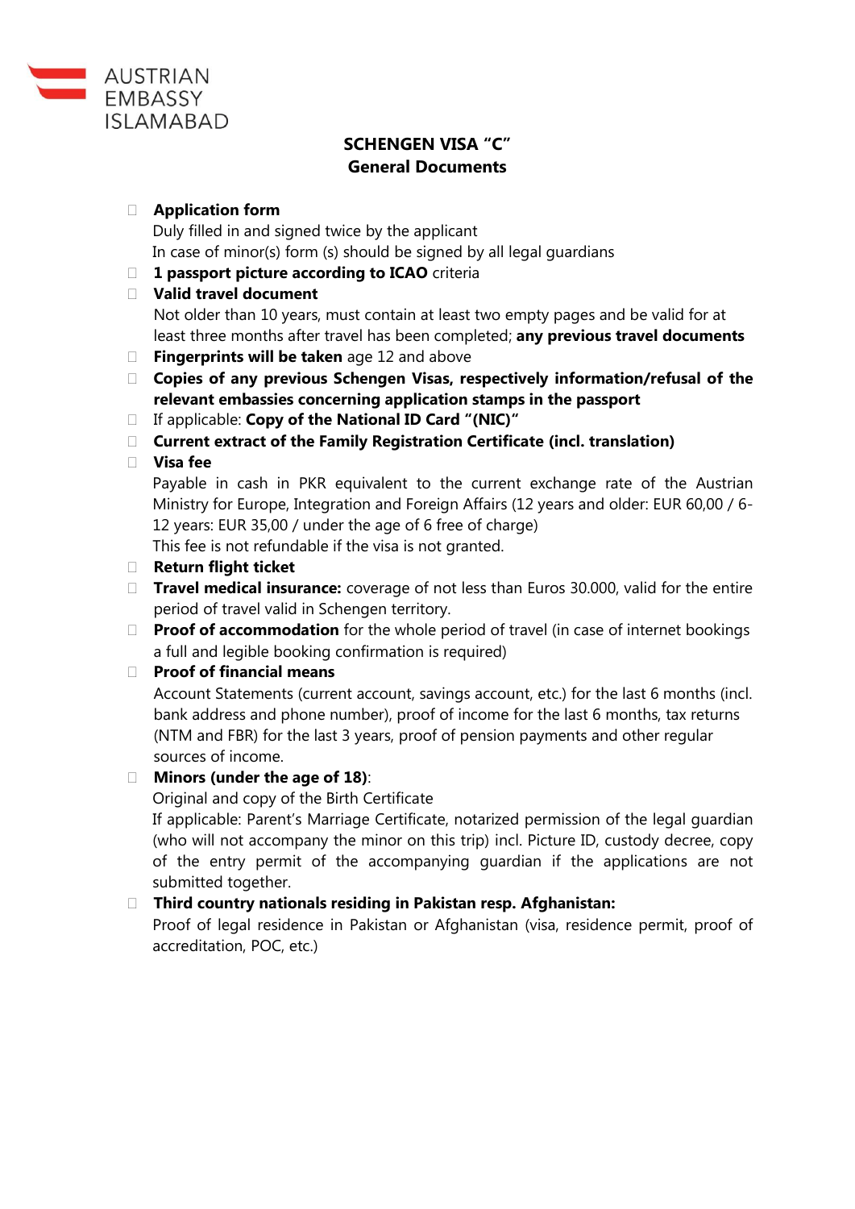AUSTRIAN EMBASSY ISLAMABAD

## SCHENGEN VISA "C"
## General Documents

- **Application form**
  Duly filled in and signed twice by the applicant
  In case of minor(s) form (s) should be signed by all legal guardians
- **1 passport picture according to ICAO** criteria
- **Valid travel document**
  Not older than 10 years, must contain at least two empty pages and be valid for at least three months after travel has been completed; **any previous travel documents**
- **Fingerprints will be taken** age 12 and above
- **Copies of any previous Schengen Visas, respectively information/refusal of the relevant embassies concerning application stamps in the passport**
- If applicable: **Copy of the National ID Card "(NIC)"**
- **Current extract of the Family Registration Certificate (incl. translation)**
- **Visa fee**
  Payable in cash in PKR equivalent to the current exchange rate of the Austrian Ministry for Europe, Integration and Foreign Affairs (12 years and older: EUR 60,00 / 6-12 years: EUR 35,00 / under the age of 6 free of charge)
  This fee is not refundable if the visa is not granted.
- **Return flight ticket**
- **Travel medical insurance:** coverage of not less than Euros 30.000, valid for the entire period of travel valid in Schengen territory.
- **Proof of accommodation** for the whole period of travel (in case of internet bookings a full and legible booking confirmation is required)
- **Proof of financial means**
  Account Statements (current account, savings account, etc.) for the last 6 months (incl. bank address and phone number), proof of income for the last 6 months, tax returns (NTM and FBR) for the last 3 years, proof of pension payments and other regular sources of income.
- **Minors (under the age of 18)**:
  Original and copy of the Birth Certificate
  If applicable: Parent's Marriage Certificate, notarized permission of the legal guardian (who will not accompany the minor on this trip) incl. Picture ID, custody decree, copy of the entry permit of the accompanying guardian if the applications are not submitted together.
- **Third country nationals residing in Pakistan resp. Afghanistan:**
  Proof of legal residence in Pakistan or Afghanistan (visa, residence permit, proof of accreditation, POC, etc.)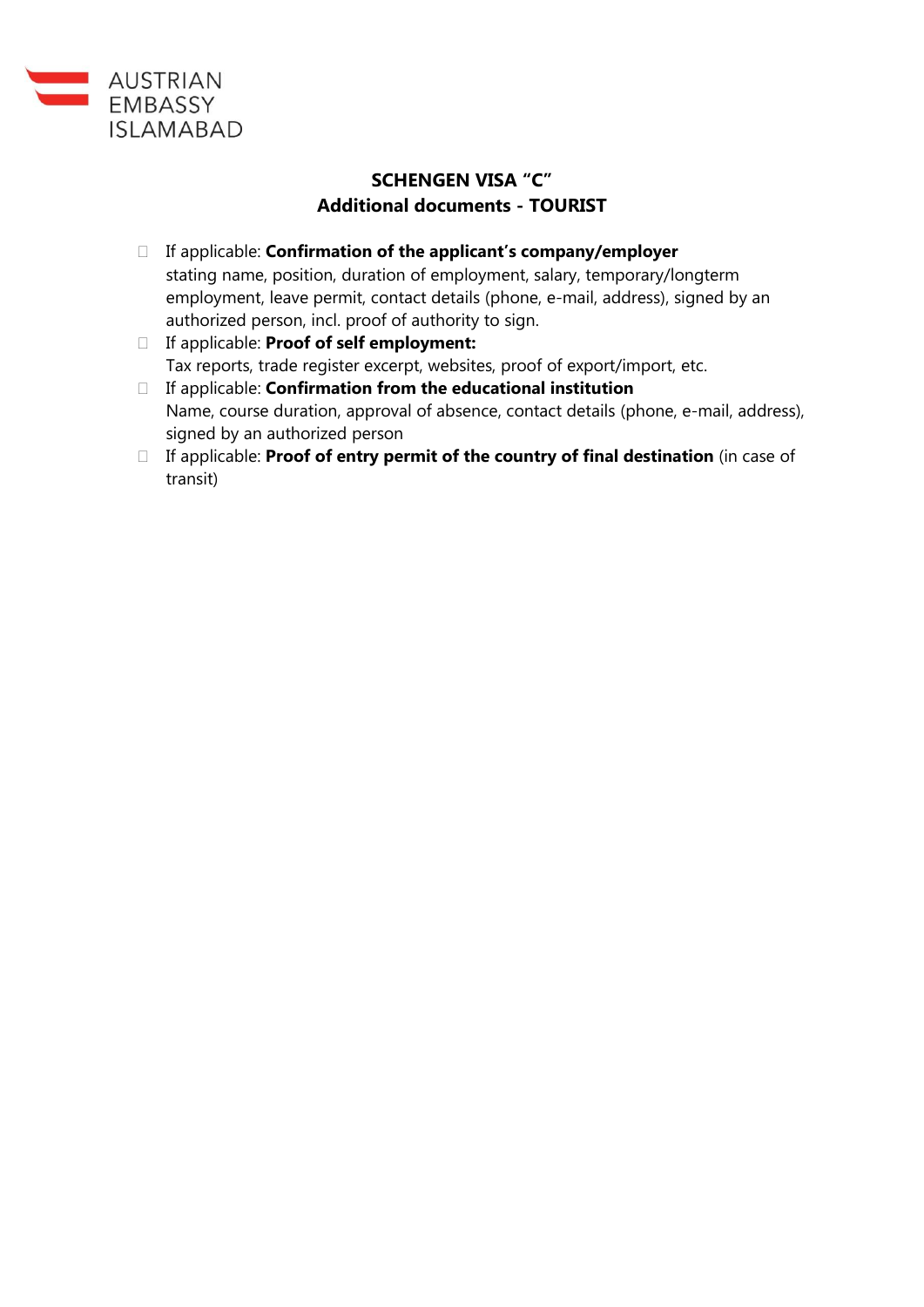AUSTRIAN EMBASSY ISLAMABAD

## SCHENGEN VISA "C"
## Additional documents - TOURIST

- If applicable: **Confirmation of the applicant's company/employer** stating name, position, duration of employment, salary, temporary/longterm employment, leave permit, contact details (phone, e-mail, address), signed by an authorized person, incl. proof of authority to sign.
- If applicable: **Proof of self employment:** Tax reports, trade register excerpt, websites, proof of export/import, etc.
- If applicable: **Confirmation from the educational institution** Name, course duration, approval of absence, contact details (phone, e-mail, address), signed by an authorized person
- If applicable: **Proof of entry permit of the country of final destination** (in case of transit)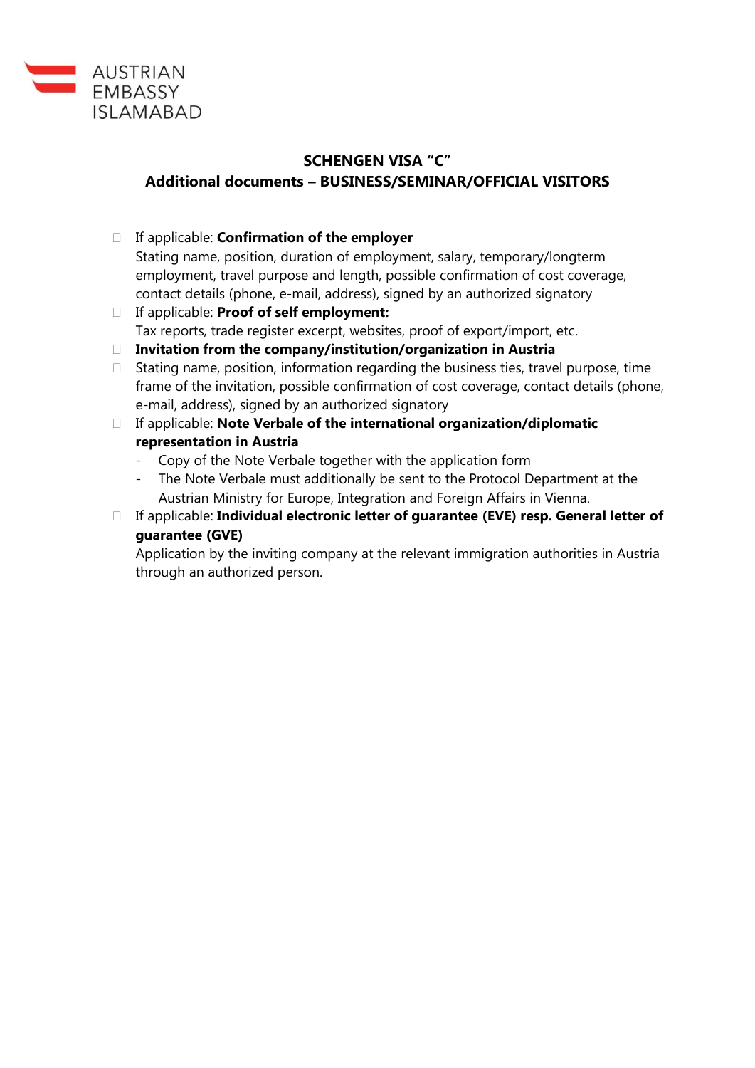AUSTRIAN EMBASSY ISLAMABAD

## SCHENGEN VISA "C"
## Additional documents – BUSINESS/SEMINAR/OFFICIAL VISITORS

- If applicable: **Confirmation of the employer**
  Stating name, position, duration of employment, salary, temporary/longterm employment, travel purpose and length, possible confirmation of cost coverage, contact details (phone, e-mail, address), signed by an authorized signatory
- If applicable: **Proof of self employment:**
  Tax reports, trade register excerpt, websites, proof of export/import, etc.
- **Invitation from the company/institution/organization in Austria**
- Stating name, position, information regarding the business ties, travel purpose, time frame of the invitation, possible confirmation of cost coverage, contact details (phone, e-mail, address), signed by an authorized signatory
- If applicable: **Note Verbale of the international organization/diplomatic representation in Austria**
  - Copy of the Note Verbale together with the application form
  - The Note Verbale must additionally be sent to the Protocol Department at the Austrian Ministry for Europe, Integration and Foreign Affairs in Vienna.
- If applicable: **Individual electronic letter of guarantee (EVE) resp. General letter of guarantee (GVE)**
  Application by the inviting company at the relevant immigration authorities in Austria through an authorized person.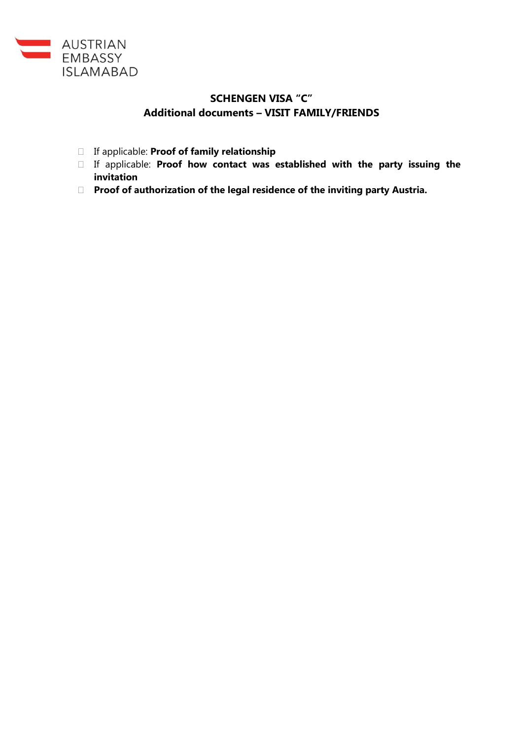AUSTRIAN EMBASSY ISLAMABAD

## SCHENGEN VISA "C"
## Additional documents – VISIT FAMILY/FRIENDS

- If applicable: **Proof of family relationship**
- If applicable: **Proof how contact was established with the party issuing the invitation**
- **Proof of authorization of the legal residence of the inviting party Austria.**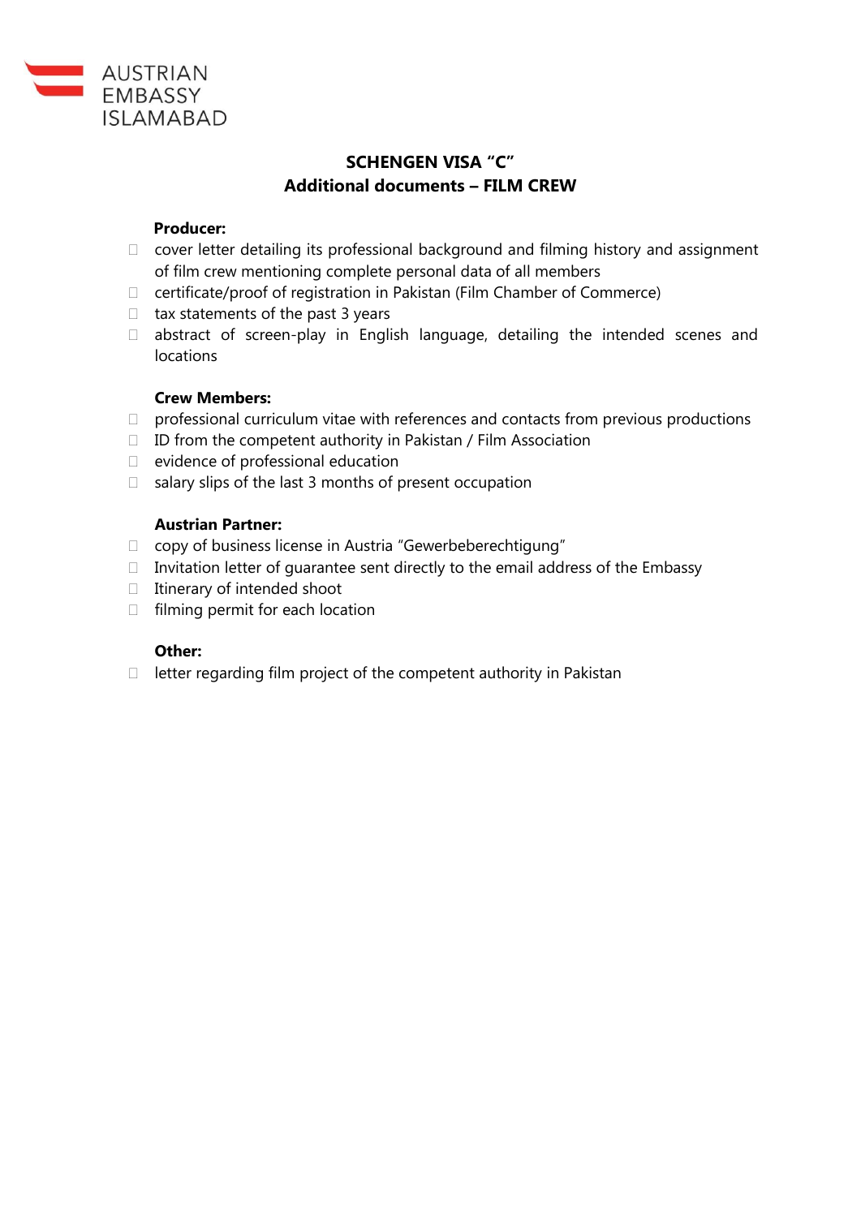AUSTRIAN EMBASSY ISLAMABAD

## SCHENGEN VISA "C"
## Additional documents – FILM CREW

**Producer:**

- cover letter detailing its professional background and filming history and assignment of film crew mentioning complete personal data of all members
- certificate/proof of registration in Pakistan (Film Chamber of Commerce)
- tax statements of the past 3 years
- abstract of screen-play in English language, detailing the intended scenes and locations

**Crew Members:**

- professional curriculum vitae with references and contacts from previous productions
- ID from the competent authority in Pakistan / Film Association
- evidence of professional education
- salary slips of the last 3 months of present occupation

**Austrian Partner:**

- copy of business license in Austria "Gewerbeberechtigung"
- Invitation letter of guarantee sent directly to the email address of the Embassy
- Itinerary of intended shoot
- filming permit for each location

**Other:**

- letter regarding film project of the competent authority in Pakistan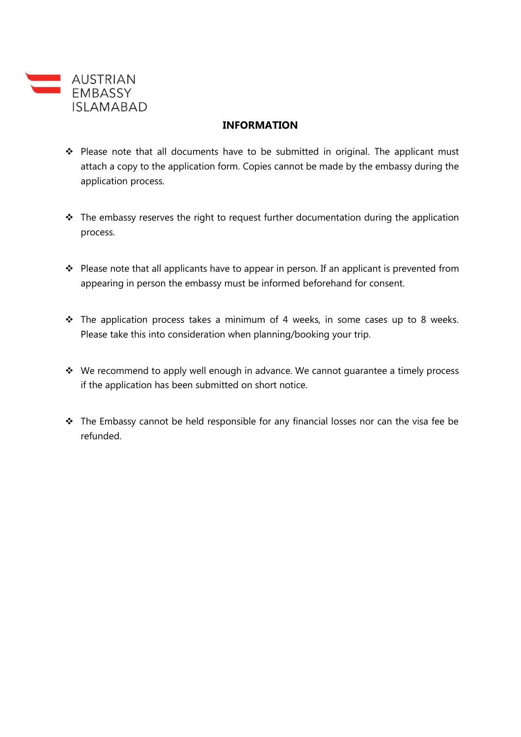AUSTRIAN
EMBASSY
ISLAMABAD

## INFORMATION

- Please note that all documents have to be submitted in original. The applicant must attach a copy to the application form. Copies cannot be made by the embassy during the application process.

- The embassy reserves the right to request further documentation during the application process.

- Please note that all applicants have to appear in person. If an applicant is prevented from appearing in person the embassy must be informed beforehand for consent.

- The application process takes a minimum of 4 weeks, in some cases up to 8 weeks. Please take this into consideration when planning/booking your trip.

- We recommend to apply well enough in advance. We cannot guarantee a timely process if the application has been submitted on short notice.

- The Embassy cannot be held responsible for any financial losses nor can the visa fee be refunded.